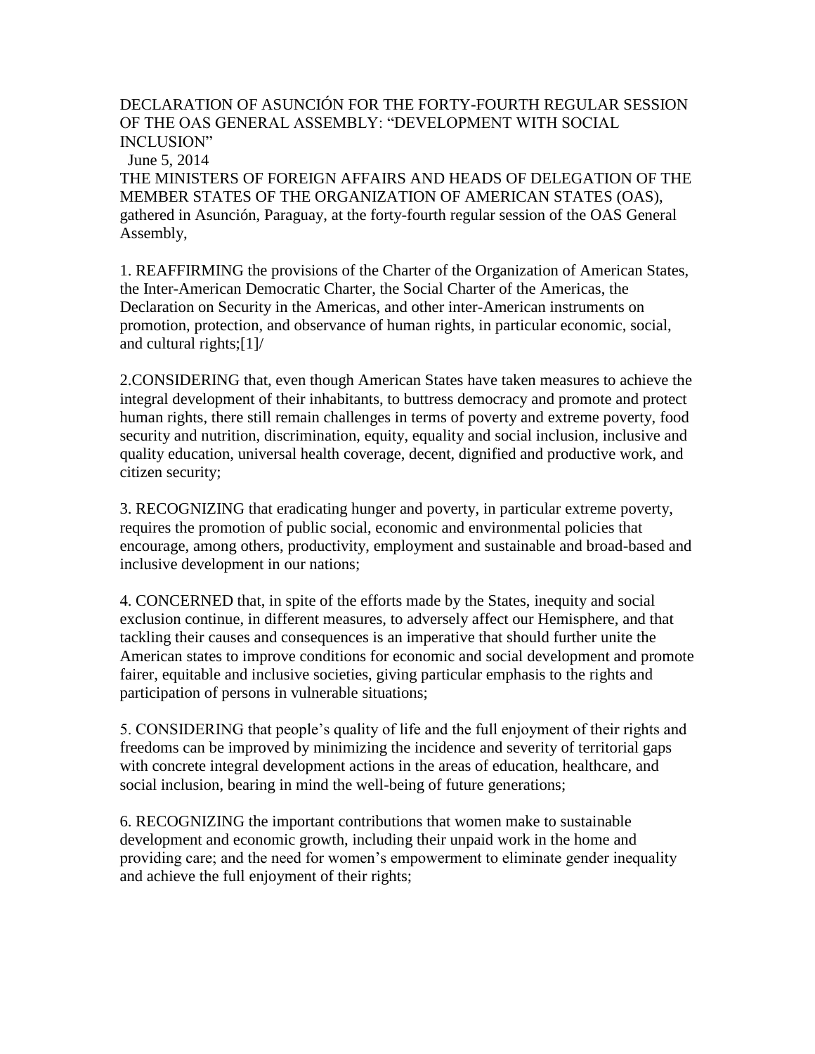# DECLARATION OF ASUNCIÓN FOR THE FORTY-FOURTH REGULAR SESSION OF THE OAS GENERAL ASSEMBLY: "DEVELOPMENT WITH SOCIAL INCLUSION"

June 5, 2014

THE MINISTERS OF FOREIGN AFFAIRS AND HEADS OF DELEGATION OF THE MEMBER STATES OF THE ORGANIZATION OF AMERICAN STATES (OAS), gathered in Asunción, Paraguay, at the forty-fourth regular session of the OAS General Assembly,

1. REAFFIRMING the provisions of the Charter of the Organization of American States, the Inter-American Democratic Charter, the Social Charter of the Americas, the Declaration on Security in the Americas, and other inter-American instruments on promotion, protection, and observance of human rights, in particular economic, social, and cultural rights;[1]/

2.CONSIDERING that, even though American States have taken measures to achieve the integral development of their inhabitants, to buttress democracy and promote and protect human rights, there still remain challenges in terms of poverty and extreme poverty, food security and nutrition, discrimination, equity, equality and social inclusion, inclusive and quality education, universal health coverage, decent, dignified and productive work, and citizen security;

3. RECOGNIZING that eradicating hunger and poverty, in particular extreme poverty, requires the promotion of public social, economic and environmental policies that encourage, among others, productivity, employment and sustainable and broad-based and inclusive development in our nations;

4. CONCERNED that, in spite of the efforts made by the States, inequity and social exclusion continue, in different measures, to adversely affect our Hemisphere, and that tackling their causes and consequences is an imperative that should further unite the American states to improve conditions for economic and social development and promote fairer, equitable and inclusive societies, giving particular emphasis to the rights and participation of persons in vulnerable situations;

5. CONSIDERING that people's quality of life and the full enjoyment of their rights and freedoms can be improved by minimizing the incidence and severity of territorial gaps with concrete integral development actions in the areas of education, healthcare, and social inclusion, bearing in mind the well-being of future generations;

6. RECOGNIZING the important contributions that women make to sustainable development and economic growth, including their unpaid work in the home and providing care; and the need for women's empowerment to eliminate gender inequality and achieve the full enjoyment of their rights;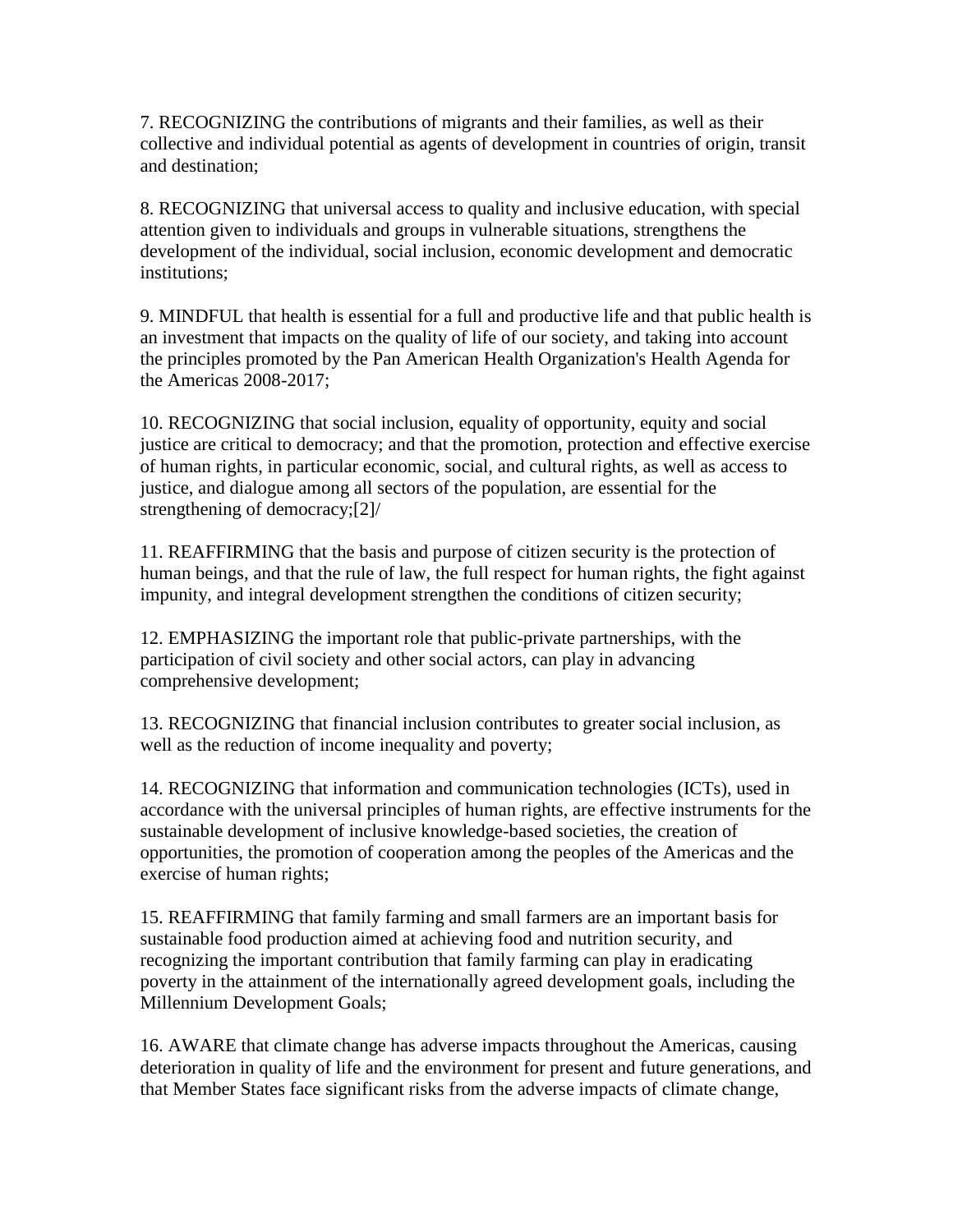7. RECOGNIZING the contributions of migrants and their families, as well as their collective and individual potential as agents of development in countries of origin, transit and destination;

8. RECOGNIZING that universal access to quality and inclusive education, with special attention given to individuals and groups in vulnerable situations, strengthens the development of the individual, social inclusion, economic development and democratic institutions;

9. MINDFUL that health is essential for a full and productive life and that public health is an investment that impacts on the quality of life of our society, and taking into account the principles promoted by the Pan American Health Organization's Health Agenda for the Americas 2008-2017;

10. RECOGNIZING that social inclusion, equality of opportunity, equity and social justice are critical to democracy; and that the promotion, protection and effective exercise of human rights, in particular economic, social, and cultural rights, as well as access to justice, and dialogue among all sectors of the population, are essential for the strengthening of democracy;[2]/

11. REAFFIRMING that the basis and purpose of citizen security is the protection of human beings, and that the rule of law, the full respect for human rights, the fight against impunity, and integral development strengthen the conditions of citizen security;

12. EMPHASIZING the important role that public-private partnerships, with the participation of civil society and other social actors, can play in advancing comprehensive development;

13. RECOGNIZING that financial inclusion contributes to greater social inclusion, as well as the reduction of income inequality and poverty;

14. RECOGNIZING that information and communication technologies (ICTs), used in accordance with the universal principles of human rights, are effective instruments for the sustainable development of inclusive knowledge-based societies, the creation of opportunities, the promotion of cooperation among the peoples of the Americas and the exercise of human rights;

15. REAFFIRMING that family farming and small farmers are an important basis for sustainable food production aimed at achieving food and nutrition security, and recognizing the important contribution that family farming can play in eradicating poverty in the attainment of the internationally agreed development goals, including the Millennium Development Goals;

16. AWARE that climate change has adverse impacts throughout the Americas, causing deterioration in quality of life and the environment for present and future generations, and that Member States face significant risks from the adverse impacts of climate change,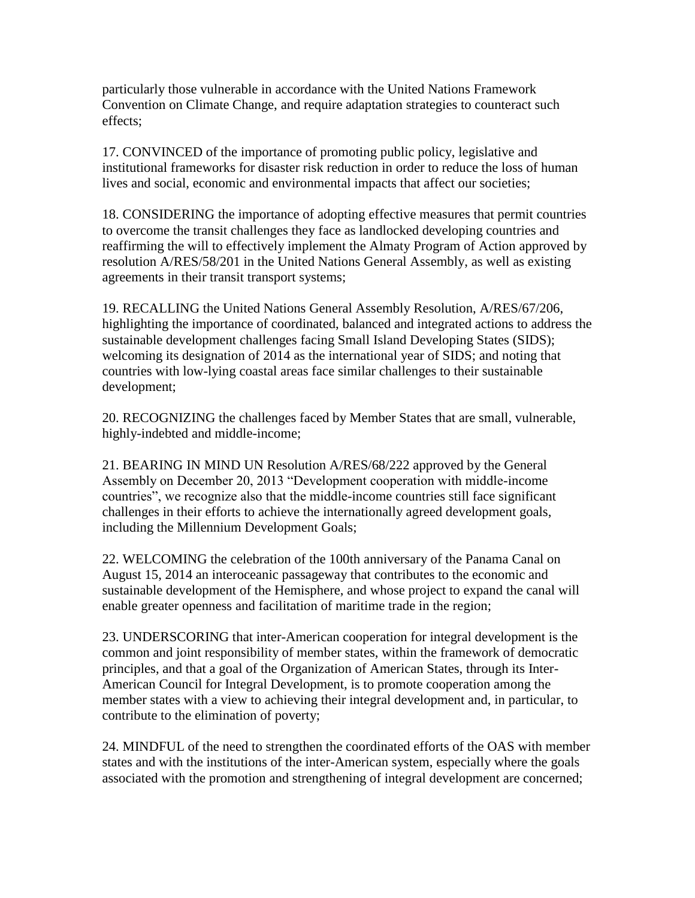particularly those vulnerable in accordance with the United Nations Framework Convention on Climate Change, and require adaptation strategies to counteract such effects;

17. CONVINCED of the importance of promoting public policy, legislative and institutional frameworks for disaster risk reduction in order to reduce the loss of human lives and social, economic and environmental impacts that affect our societies;

18. CONSIDERING the importance of adopting effective measures that permit countries to overcome the transit challenges they face as landlocked developing countries and reaffirming the will to effectively implement the Almaty Program of Action approved by resolution A/RES/58/201 in the United Nations General Assembly, as well as existing agreements in their transit transport systems;

19. RECALLING the United Nations General Assembly Resolution, A/RES/67/206, highlighting the importance of coordinated, balanced and integrated actions to address the sustainable development challenges facing Small Island Developing States (SIDS); welcoming its designation of 2014 as the international year of SIDS; and noting that countries with low-lying coastal areas face similar challenges to their sustainable development;

20. RECOGNIZING the challenges faced by Member States that are small, vulnerable, highly-indebted and middle-income;

21. BEARING IN MIND UN Resolution A/RES/68/222 approved by the General Assembly on December 20, 2013 "Development cooperation with middle-income countries", we recognize also that the middle-income countries still face significant challenges in their efforts to achieve the internationally agreed development goals, including the Millennium Development Goals;

22. WELCOMING the celebration of the 100th anniversary of the Panama Canal on August 15, 2014 an interoceanic passageway that contributes to the economic and sustainable development of the Hemisphere, and whose project to expand the canal will enable greater openness and facilitation of maritime trade in the region;

23. UNDERSCORING that inter-American cooperation for integral development is the common and joint responsibility of member states, within the framework of democratic principles, and that a goal of the Organization of American States, through its Inter-American Council for Integral Development, is to promote cooperation among the member states with a view to achieving their integral development and, in particular, to contribute to the elimination of poverty;

24. MINDFUL of the need to strengthen the coordinated efforts of the OAS with member states and with the institutions of the inter-American system, especially where the goals associated with the promotion and strengthening of integral development are concerned;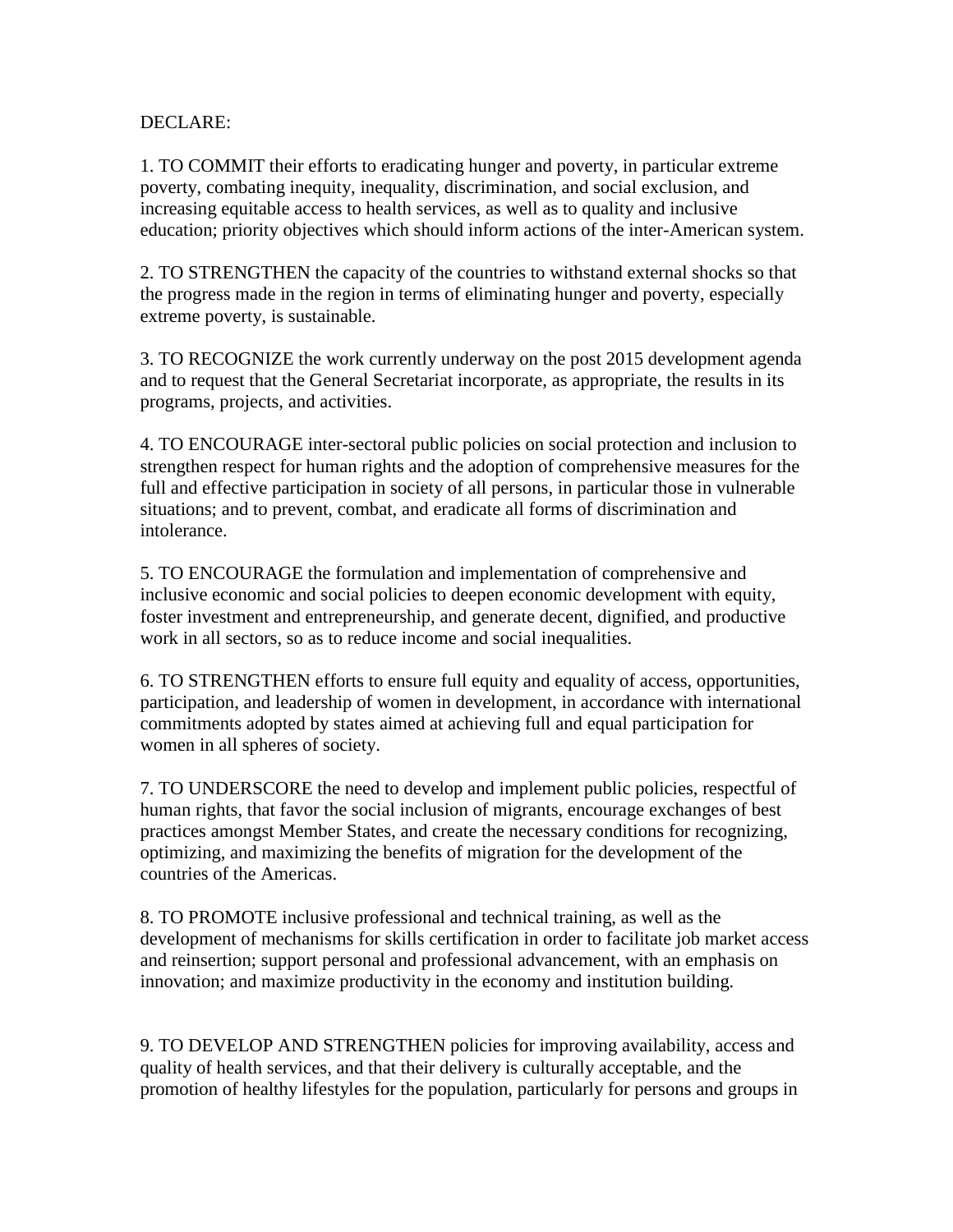DECLARE:

1. TO COMMIT their efforts to eradicating hunger and poverty, in particular extreme poverty, combating inequity, inequality, discrimination, and social exclusion, and increasing equitable access to health services, as well as to quality and inclusive education; priority objectives which should inform actions of the inter-American system.

2. TO STRENGTHEN the capacity of the countries to withstand external shocks so that the progress made in the region in terms of eliminating hunger and poverty, especially extreme poverty, is sustainable.

3. TO RECOGNIZE the work currently underway on the post 2015 development agenda and to request that the General Secretariat incorporate, as appropriate, the results in its programs, projects, and activities.

4. TO ENCOURAGE inter-sectoral public policies on social protection and inclusion to strengthen respect for human rights and the adoption of comprehensive measures for the full and effective participation in society of all persons, in particular those in vulnerable situations; and to prevent, combat, and eradicate all forms of discrimination and intolerance.

5. TO ENCOURAGE the formulation and implementation of comprehensive and inclusive economic and social policies to deepen economic development with equity, foster investment and entrepreneurship, and generate decent, dignified, and productive work in all sectors, so as to reduce income and social inequalities.

6. TO STRENGTHEN efforts to ensure full equity and equality of access, opportunities, participation, and leadership of women in development, in accordance with international commitments adopted by states aimed at achieving full and equal participation for women in all spheres of society.

7. TO UNDERSCORE the need to develop and implement public policies, respectful of human rights, that favor the social inclusion of migrants, encourage exchanges of best practices amongst Member States, and create the necessary conditions for recognizing, optimizing, and maximizing the benefits of migration for the development of the countries of the Americas.

8. TO PROMOTE inclusive professional and technical training, as well as the development of mechanisms for skills certification in order to facilitate job market access and reinsertion; support personal and professional advancement, with an emphasis on innovation; and maximize productivity in the economy and institution building.

9. TO DEVELOP AND STRENGTHEN policies for improving availability, access and quality of health services, and that their delivery is culturally acceptable, and the promotion of healthy lifestyles for the population, particularly for persons and groups in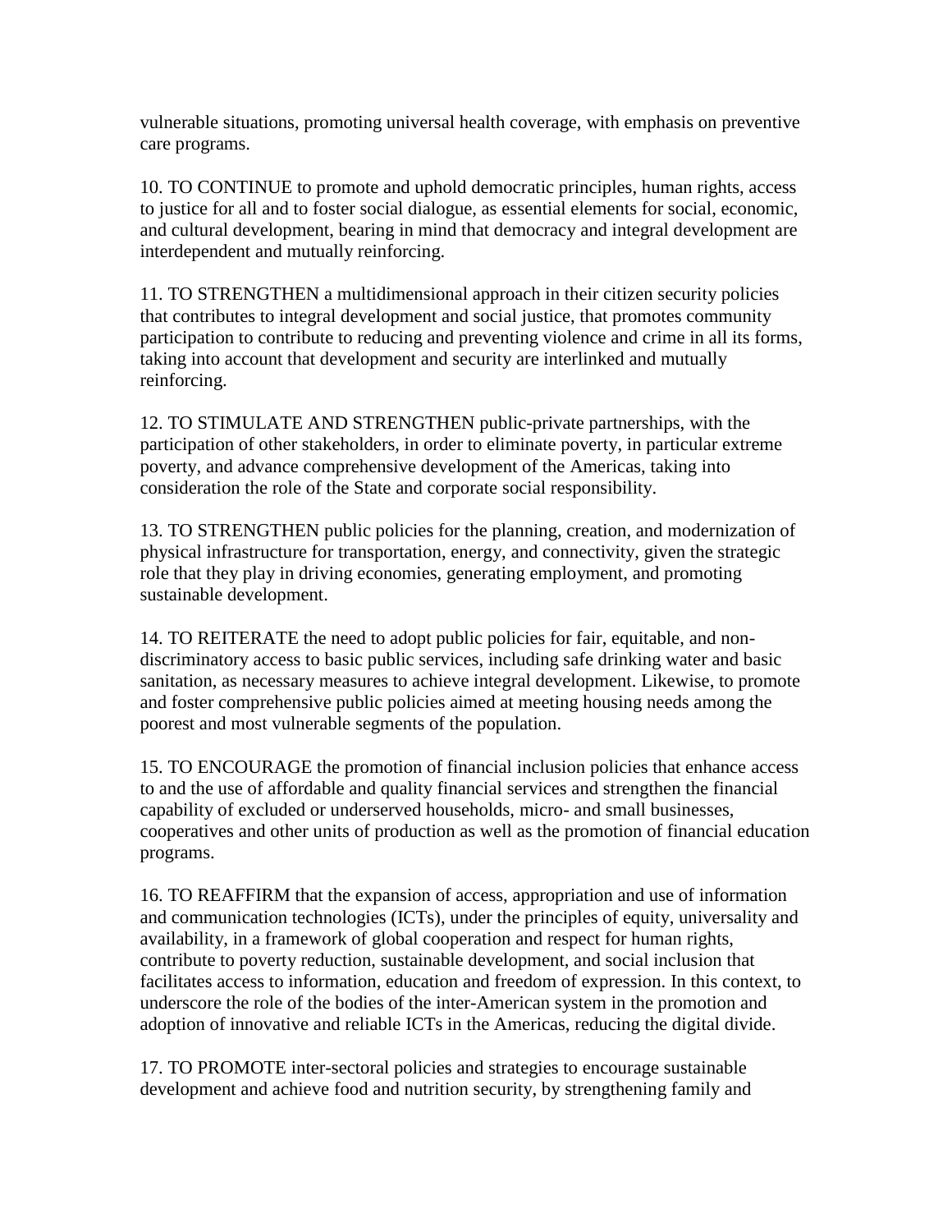vulnerable situations, promoting universal health coverage, with emphasis on preventive care programs.

10. TO CONTINUE to promote and uphold democratic principles, human rights, access to justice for all and to foster social dialogue, as essential elements for social, economic, and cultural development, bearing in mind that democracy and integral development are interdependent and mutually reinforcing.

11. TO STRENGTHEN a multidimensional approach in their citizen security policies that contributes to integral development and social justice, that promotes community participation to contribute to reducing and preventing violence and crime in all its forms, taking into account that development and security are interlinked and mutually reinforcing.

12. TO STIMULATE AND STRENGTHEN public-private partnerships, with the participation of other stakeholders, in order to eliminate poverty, in particular extreme poverty, and advance comprehensive development of the Americas, taking into consideration the role of the State and corporate social responsibility.

13. TO STRENGTHEN public policies for the planning, creation, and modernization of physical infrastructure for transportation, energy, and connectivity, given the strategic role that they play in driving economies, generating employment, and promoting sustainable development.

14. TO REITERATE the need to adopt public policies for fair, equitable, and non-discriminatory access to basic public services, including safe drinking water and basic sanitation, as necessary measures to achieve integral development. Likewise, to promote and foster comprehensive public policies aimed at meeting housing needs among the poorest and most vulnerable segments of the population.

15. TO ENCOURAGE the promotion of financial inclusion policies that enhance access to and the use of affordable and quality financial services and strengthen the financial capability of excluded or underserved households, micro- and small businesses, cooperatives and other units of production as well as the promotion of financial education programs.

16. TO REAFFIRM that the expansion of access, appropriation and use of information and communication technologies (ICTs), under the principles of equity, universality and availability, in a framework of global cooperation and respect for human rights, contribute to poverty reduction, sustainable development, and social inclusion that facilitates access to information, education and freedom of expression. In this context, to underscore the role of the bodies of the inter-American system in the promotion and adoption of innovative and reliable ICTs in the Americas, reducing the digital divide.

17. TO PROMOTE inter-sectoral policies and strategies to encourage sustainable development and achieve food and nutrition security, by strengthening family and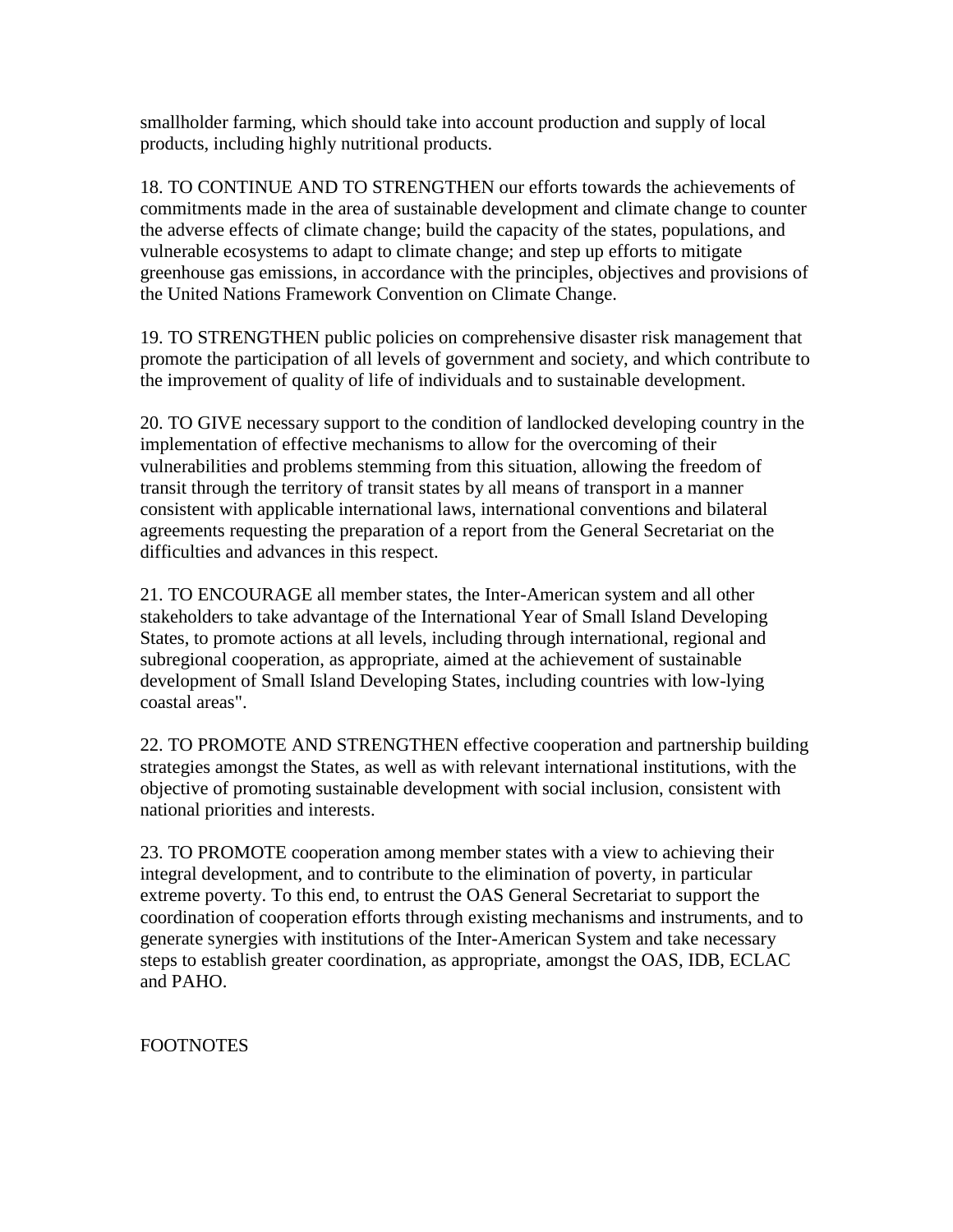smallholder farming, which should take into account production and supply of local products, including highly nutritional products.

18. TO CONTINUE AND TO STRENGTHEN our efforts towards the achievements of commitments made in the area of sustainable development and climate change to counter the adverse effects of climate change; build the capacity of the states, populations, and vulnerable ecosystems to adapt to climate change; and step up efforts to mitigate greenhouse gas emissions, in accordance with the principles, objectives and provisions of the United Nations Framework Convention on Climate Change.

19. TO STRENGTHEN public policies on comprehensive disaster risk management that promote the participation of all levels of government and society, and which contribute to the improvement of quality of life of individuals and to sustainable development.

20. TO GIVE necessary support to the condition of landlocked developing country in the implementation of effective mechanisms to allow for the overcoming of their vulnerabilities and problems stemming from this situation, allowing the freedom of transit through the territory of transit states by all means of transport in a manner consistent with applicable international laws, international conventions and bilateral agreements requesting the preparation of a report from the General Secretariat on the difficulties and advances in this respect.

21. TO ENCOURAGE all member states, the Inter-American system and all other stakeholders to take advantage of the International Year of Small Island Developing States, to promote actions at all levels, including through international, regional and subregional cooperation, as appropriate, aimed at the achievement of sustainable development of Small Island Developing States, including countries with low-lying coastal areas".

22. TO PROMOTE AND STRENGTHEN effective cooperation and partnership building strategies amongst the States, as well as with relevant international institutions, with the objective of promoting sustainable development with social inclusion, consistent with national priorities and interests.

23. TO PROMOTE cooperation among member states with a view to achieving their integral development, and to contribute to the elimination of poverty, in particular extreme poverty. To this end, to entrust the OAS General Secretariat to support the coordination of cooperation efforts through existing mechanisms and instruments, and to generate synergies with institutions of the Inter-American System and take necessary steps to establish greater coordination, as appropriate, amongst the OAS, IDB, ECLAC and PAHO.

FOOTNOTES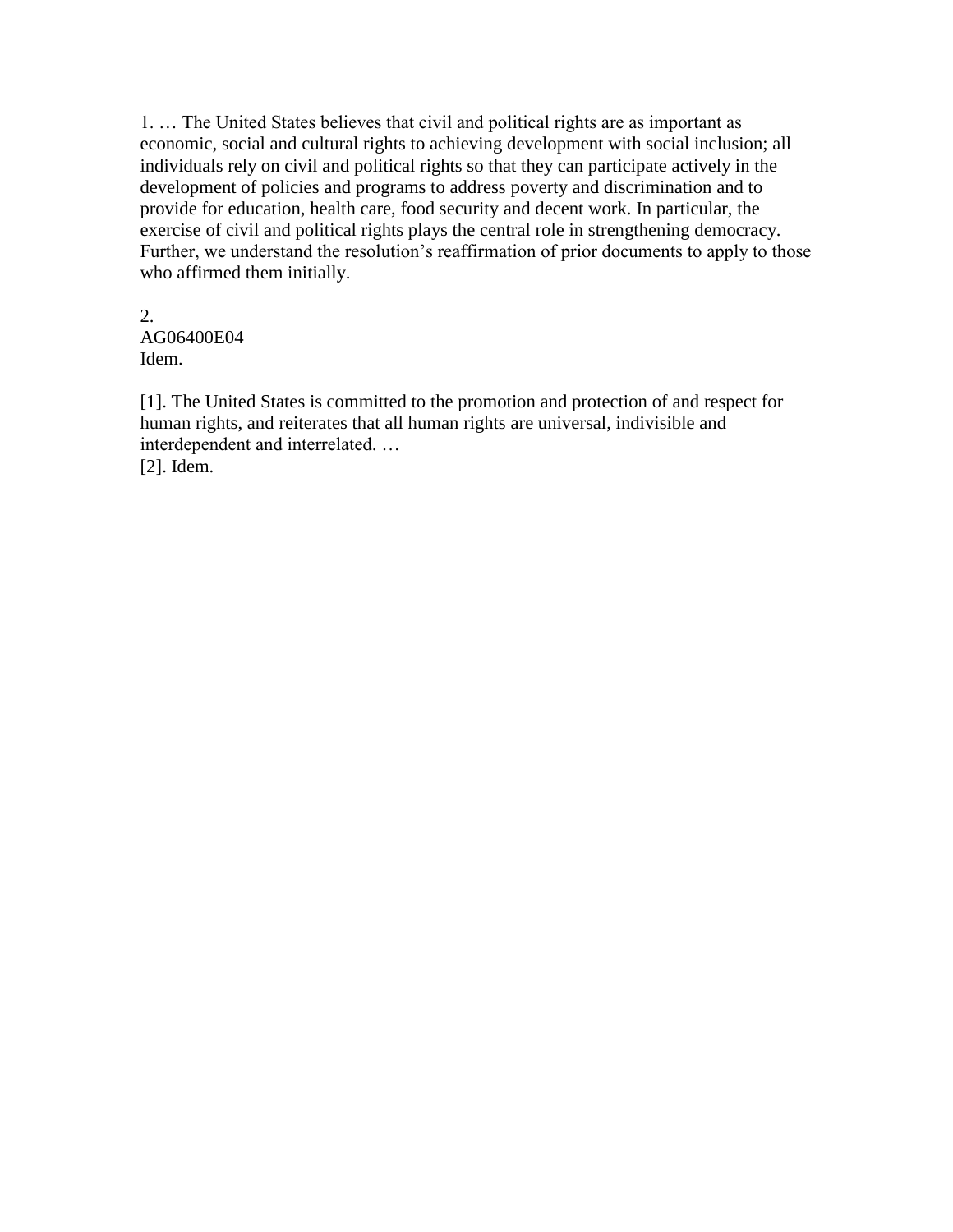1. … The United States believes that civil and political rights are as important as economic, social and cultural rights to achieving development with social inclusion; all individuals rely on civil and political rights so that they can participate actively in the development of policies and programs to address poverty and discrimination and to provide for education, health care, food security and decent work. In particular, the exercise of civil and political rights plays the central role in strengthening democracy. Further, we understand the resolution's reaffirmation of prior documents to apply to those who affirmed them initially.

2.
AG06400E04
Idem.

[1]. The United States is committed to the promotion and protection of and respect for human rights, and reiterates that all human rights are universal, indivisible and interdependent and interrelated. …
[2]. Idem.